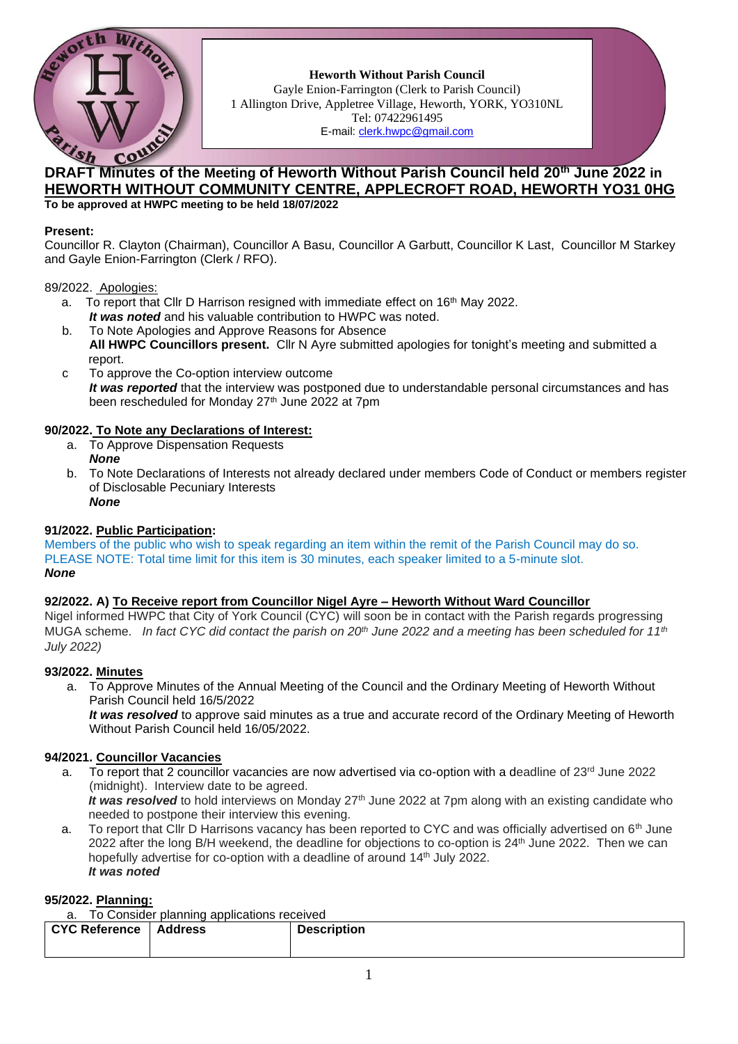**Heworth Without Parish Council**
Gayle Enion-Farrington (Clerk to Parish Council)
1 Allington Drive, Appletree Village, Heworth, YORK, YO310NL
Tel: 07422961495
E-mail: clerk.hwpc@gmail.com

# DRAFT Minutes of the Meeting of Heworth Without Parish Council held 20th June 2022 in HEWORTH WITHOUT COMMUNITY CENTRE, APPLECROFT ROAD, HEWORTH YO31 0HG

**To be approved at HWPC meeting to be held 18/07/2022**

**Present:**
Councillor R. Clayton (Chairman), Councillor A Basu, Councillor A Garbutt, Councillor K Last, Councillor M Starkey and Gayle Enion-Farrington (Clerk / RFO).

89/2022. Apologies:

a. To report that Cllr D Harrison resigned with immediate effect on 16th May 2022.
   ***It was noted*** and his valuable contribution to HWPC was noted.
b. To Note Apologies and Approve Reasons for Absence
   **All HWPC Councillors present.** Cllr N Ayre submitted apologies for tonight's meeting and submitted a report.
c. To approve the Co-option interview outcome
   ***It was reported*** that the interview was postponed due to understandable personal circumstances and has been rescheduled for Monday 27th June 2022 at 7pm

**90/2022. To Note any Declarations of Interest:**

a. To Approve Dispensation Requests
   ***None***
b. To Note Declarations of Interests not already declared under members Code of Conduct or members register of Disclosable Pecuniary Interests
   ***None***

**91/2022. Public Participation:**

Members of the public who wish to speak regarding an item within the remit of the Parish Council may do so. PLEASE NOTE: Total time limit for this item is 30 minutes, each speaker limited to a 5-minute slot.
***None***

**92/2022. A) To Receive report from Councillor Nigel Ayre – Heworth Without Ward Councillor**

Nigel informed HWPC that City of York Council (CYC) will soon be in contact with the Parish regards progressing MUGA scheme. *In fact CYC did contact the parish on 20th June 2022 and a meeting has been scheduled for 11th July 2022)*

**93/2022. Minutes**

a. To Approve Minutes of the Annual Meeting of the Council and the Ordinary Meeting of Heworth Without Parish Council held 16/5/2022
   ***It was resolved*** to approve said minutes as a true and accurate record of the Ordinary Meeting of Heworth Without Parish Council held 16/05/2022.

**94/2021. Councillor Vacancies**

a. To report that 2 councillor vacancies are now advertised via co-option with a deadline of 23rd June 2022 (midnight). Interview date to be agreed.
   ***It was resolved*** to hold interviews on Monday 27th June 2022 at 7pm along with an existing candidate who needed to postpone their interview this evening.
a. To report that Cllr D Harrisons vacancy has been reported to CYC and was officially advertised on 6th June 2022 after the long B/H weekend, the deadline for objections to co-option is 24th June 2022. Then we can hopefully advertise for co-option with a deadline of around 14th July 2022.
   ***It was noted***

**95/2022. Planning:**

a. To Consider planning applications received

| CYC Reference | Address | Description |
| --- | --- | --- |
| | | |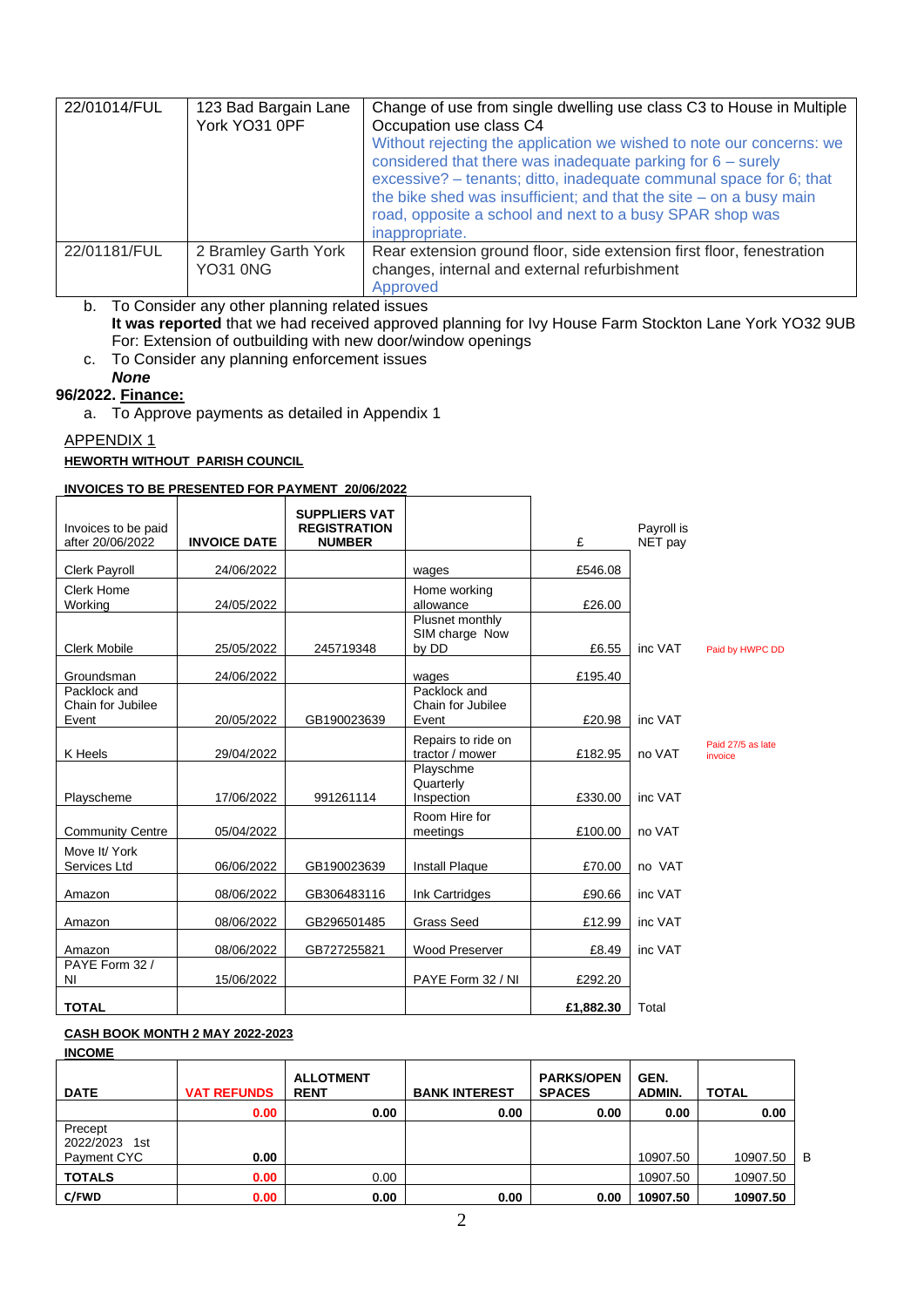| | | |
|---|---|---|
| 22/01014/FUL | 123 Bad Bargain Lane York YO31 0PF | Change of use from single dwelling use class C3 to House in Multiple Occupation use class C4<br>Without rejecting the application we wished to note our concerns: we considered that there was inadequate parking for 6 – surely excessive? – tenants; ditto, inadequate communal space for 6; that the bike shed was insufficient; and that the site – on a busy main road, opposite a school and next to a busy SPAR shop was inappropriate. |
| 22/01181/FUL | 2 Bramley Garth York YO31 0NG | Rear extension ground floor, side extension first floor, fenestration changes, internal and external refurbishment<br>Approved |

b. To Consider any other planning related issues
**It was reported** that we had received approved planning for Ivy House Farm Stockton Lane York YO32 9UB For: Extension of outbuilding with new door/window openings

c. To Consider any planning enforcement issues
***None***

**96/2022. Finance:**

a. To Approve payments as detailed in Appendix 1

APPENDIX 1

**HEWORTH WITHOUT PARISH COUNCIL**

**INVOICES TO BE PRESENTED FOR PAYMENT 20/06/2022**

| Invoices to be paid after 20/06/2022 | **INVOICE DATE** | **SUPPLIERS VAT REGISTRATION NUMBER** | | £ | Payroll is NET pay | |
|---|---|---|---|---|---|---|
| Clerk Payroll | 24/06/2022 | | wages | £546.08 | | |
| Clerk Home Working | 24/05/2022 | | Home working allowance | £26.00 | | |
| Clerk Mobile | 25/05/2022 | 245719348 | Plusnet monthly SIM charge Now by DD | £6.55 | inc VAT | Paid by HWPC DD |
| Groundsman | 24/06/2022 | | wages | £195.40 | | |
| Packlock and Chain for Jubilee Event | 20/05/2022 | GB190023639 | Packlock and Chain for Jubilee Event | £20.98 | inc VAT | |
| K Heels | 29/04/2022 | | Repairs to ride on tractor / mower | £182.95 | no VAT | Paid 27/5 as late invoice |
| Playscheme | 17/06/2022 | 991261114 | Playschme Quarterly Inspection | £330.00 | inc VAT | |
| Community Centre | 05/04/2022 | | Room Hire for meetings | £100.00 | no VAT | |
| Move It/ York Services Ltd | 06/06/2022 | GB190023639 | Install Plaque | £70.00 | no VAT | |
| Amazon | 08/06/2022 | GB306483116 | Ink Cartridges | £90.66 | inc VAT | |
| Amazon | 08/06/2022 | GB296501485 | Grass Seed | £12.99 | inc VAT | |
| Amazon | 08/06/2022 | GB727255821 | Wood Preserver | £8.49 | inc VAT | |
| PAYE Form 32 / NI | 15/06/2022 | | PAYE Form 32 / NI | £292.20 | | |
| **TOTAL** | | | | **£1,882.30** | Total | |

**CASH BOOK MONTH 2 MAY 2022-2023**

**INCOME**

| DATE | VAT REFUNDS | ALLOTMENT RENT | BANK INTEREST | PARKS/OPEN SPACES | GEN. ADMIN. | TOTAL | |
|---|---|---|---|---|---|---|---|
| | **0.00** | **0.00** | **0.00** | **0.00** | **0.00** | **0.00** | |
| Precept 2022/2023 1st Payment CYC | 0.00 | | | | 10907.50 | 10907.50 | B |
| **TOTALS** | **0.00** | 0.00 | | | 10907.50 | 10907.50 | |
| **C/FWD** | **0.00** | **0.00** | **0.00** | **0.00** | **10907.50** | **10907.50** | |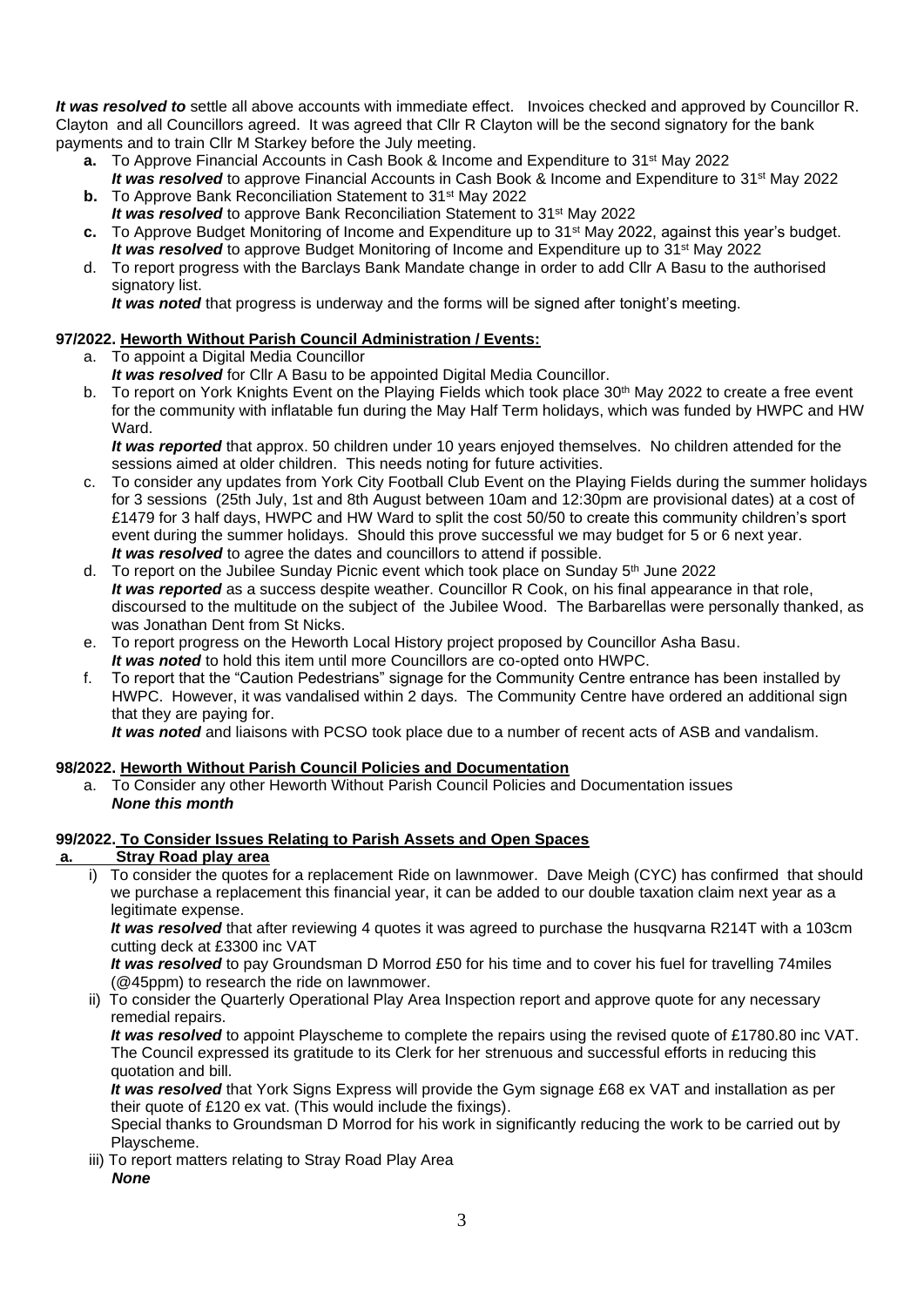***It was resolved to*** settle all above accounts with immediate effect. Invoices checked and approved by Councillor R. Clayton and all Councillors agreed. It was agreed that Cllr R Clayton will be the second signatory for the bank payments and to train Cllr M Starkey before the July meeting.

- **a.** To Approve Financial Accounts in Cash Book & Income and Expenditure to 31st May 2022
  ***It was resolved*** to approve Financial Accounts in Cash Book & Income and Expenditure to 31st May 2022
- **b.** To Approve Bank Reconciliation Statement to 31st May 2022
  ***It was resolved*** to approve Bank Reconciliation Statement to 31st May 2022
- **c.** To Approve Budget Monitoring of Income and Expenditure up to 31st May 2022, against this year's budget.
  ***It was resolved*** to approve Budget Monitoring of Income and Expenditure up to 31st May 2022
- d. To report progress with the Barclays Bank Mandate change in order to add Cllr A Basu to the authorised signatory list.
  ***It was noted*** that progress is underway and the forms will be signed after tonight's meeting.

**97/2022. Heworth Without Parish Council Administration / Events:**

- a. To appoint a Digital Media Councillor
  ***It was resolved*** for Cllr A Basu to be appointed Digital Media Councillor.
- b. To report on York Knights Event on the Playing Fields which took place 30th May 2022 to create a free event for the community with inflatable fun during the May Half Term holidays, which was funded by HWPC and HW Ward.
  ***It was reported*** that approx. 50 children under 10 years enjoyed themselves. No children attended for the sessions aimed at older children. This needs noting for future activities.
- c. To consider any updates from York City Football Club Event on the Playing Fields during the summer holidays for 3 sessions (25th July, 1st and 8th August between 10am and 12:30pm are provisional dates) at a cost of £1479 for 3 half days, HWPC and HW Ward to split the cost 50/50 to create this community children's sport event during the summer holidays. Should this prove successful we may budget for 5 or 6 next year.
  ***It was resolved*** to agree the dates and councillors to attend if possible.
- d. To report on the Jubilee Sunday Picnic event which took place on Sunday 5th June 2022
  ***It was reported*** as a success despite weather. Councillor R Cook, on his final appearance in that role, discoursed to the multitude on the subject of the Jubilee Wood. The Barbarellas were personally thanked, as was Jonathan Dent from St Nicks.
- e. To report progress on the Heworth Local History project proposed by Councillor Asha Basu.
  ***It was noted*** to hold this item until more Councillors are co-opted onto HWPC.
- f. To report that the "Caution Pedestrians" signage for the Community Centre entrance has been installed by HWPC. However, it was vandalised within 2 days. The Community Centre have ordered an additional sign that they are paying for.
  ***It was noted*** and liaisons with PCSO took place due to a number of recent acts of ASB and vandalism.

**98/2022. Heworth Without Parish Council Policies and Documentation**

- a. To Consider any other Heworth Without Parish Council Policies and Documentation issues
  ***None this month***

**99/2022. To Consider Issues Relating to Parish Assets and Open Spaces**

**a. Stray Road play area**

- i) To consider the quotes for a replacement Ride on lawnmower. Dave Meigh (CYC) has confirmed that should we purchase a replacement this financial year, it can be added to our double taxation claim next year as a legitimate expense.
  ***It was resolved*** that after reviewing 4 quotes it was agreed to purchase the husqvarna R214T with a 103cm cutting deck at £3300 inc VAT
  ***It was resolved*** to pay Groundsman D Morrod £50 for his time and to cover his fuel for travelling 74miles (@45ppm) to research the ride on lawnmower.
- ii) To consider the Quarterly Operational Play Area Inspection report and approve quote for any necessary remedial repairs.
  ***It was resolved*** to appoint Playscheme to complete the repairs using the revised quote of £1780.80 inc VAT. The Council expressed its gratitude to its Clerk for her strenuous and successful efforts in reducing this quotation and bill.
  ***It was resolved*** that York Signs Express will provide the Gym signage £68 ex VAT and installation as per their quote of £120 ex vat. (This would include the fixings).
  Special thanks to Groundsman D Morrod for his work in significantly reducing the work to be carried out by Playscheme.
- iii) To report matters relating to Stray Road Play Area
  ***None***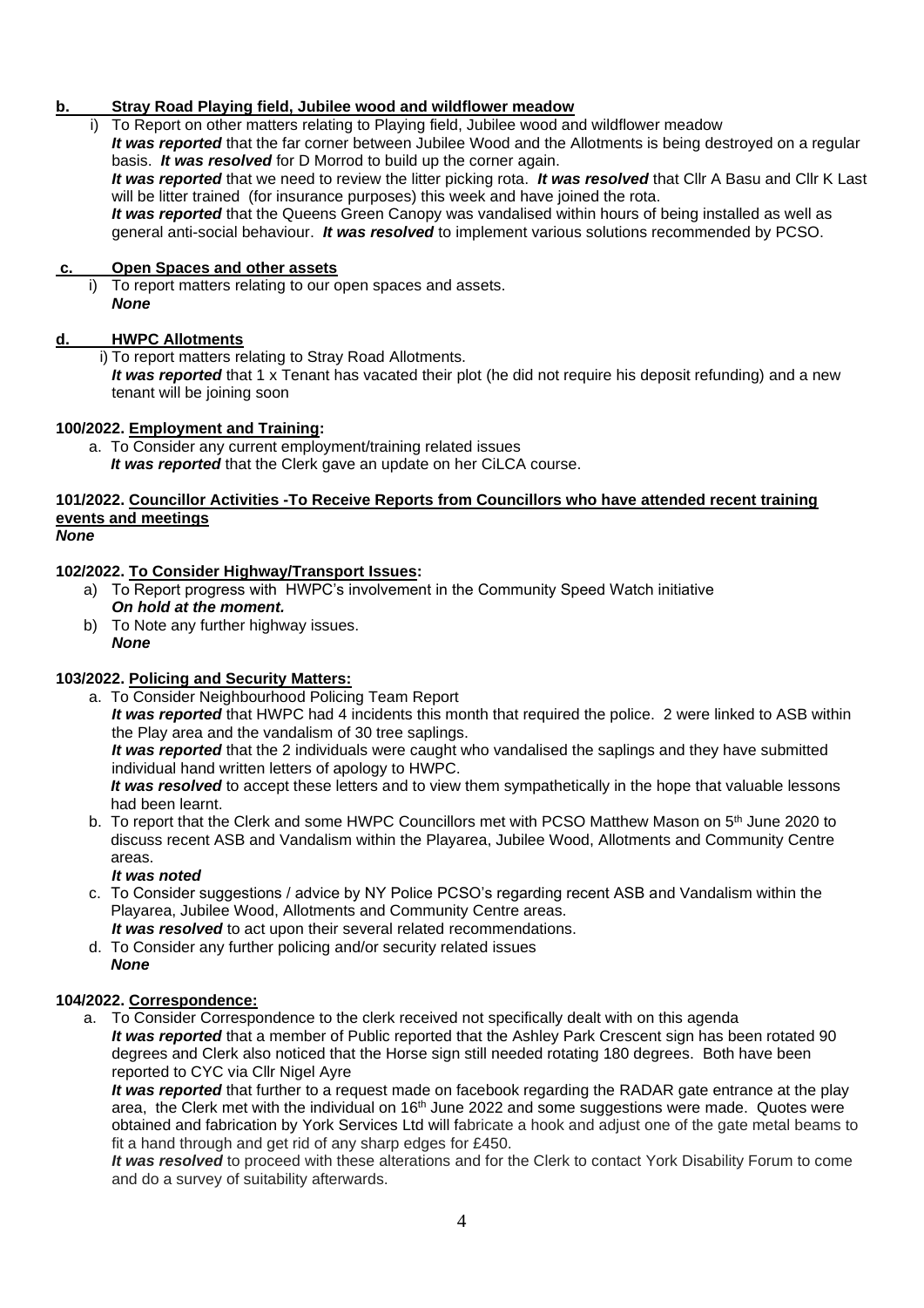**b. Stray Road Playing field, Jubilee wood and wildflower meadow**

i) To Report on other matters relating to Playing field, Jubilee wood and wildflower meadow
***It was reported*** that the far corner between Jubilee Wood and the Allotments is being destroyed on a regular basis. ***It was resolved*** for D Morrod to build up the corner again.
***It was reported*** that we need to review the litter picking rota. ***It was resolved*** that Cllr A Basu and Cllr K Last will be litter trained (for insurance purposes) this week and have joined the rota.
***It was reported*** that the Queens Green Canopy was vandalised within hours of being installed as well as general anti-social behaviour. ***It was resolved*** to implement various solutions recommended by PCSO.

**c. Open Spaces and other assets**

i) To report matters relating to our open spaces and assets.
***None***

**d. HWPC Allotments**

i) To report matters relating to Stray Road Allotments.
***It was reported*** that 1 x Tenant has vacated their plot (he did not require his deposit refunding) and a new tenant will be joining soon

**100/2022. Employment and Training:**

a. To Consider any current employment/training related issues
***It was reported*** that the Clerk gave an update on her CiLCA course.

**101/2022. Councillor Activities -To Receive Reports from Councillors who have attended recent training events and meetings**
***None***

**102/2022. To Consider Highway/Transport Issues:**

a) To Report progress with HWPC's involvement in the Community Speed Watch initiative
***On hold at the moment.***

b) To Note any further highway issues.
***None***

**103/2022. Policing and Security Matters:**

a. To Consider Neighbourhood Policing Team Report
***It was reported*** that HWPC had 4 incidents this month that required the police. 2 were linked to ASB within the Play area and the vandalism of 30 tree saplings.
***It was reported*** that the 2 individuals were caught who vandalised the saplings and they have submitted individual hand written letters of apology to HWPC.
***It was resolved*** to accept these letters and to view them sympathetically in the hope that valuable lessons had been learnt.

b. To report that the Clerk and some HWPC Councillors met with PCSO Matthew Mason on 5th June 2020 to discuss recent ASB and Vandalism within the Playarea, Jubilee Wood, Allotments and Community Centre areas.
***It was noted***

c. To Consider suggestions / advice by NY Police PCSO's regarding recent ASB and Vandalism within the Playarea, Jubilee Wood, Allotments and Community Centre areas.
***It was resolved*** to act upon their several related recommendations.

d. To Consider any further policing and/or security related issues
***None***

**104/2022. Correspondence:**

a. To Consider Correspondence to the clerk received not specifically dealt with on this agenda
***It was reported*** that a member of Public reported that the Ashley Park Crescent sign has been rotated 90 degrees and Clerk also noticed that the Horse sign still needed rotating 180 degrees. Both have been reported to CYC via Cllr Nigel Ayre
***It was reported*** that further to a request made on facebook regarding the RADAR gate entrance at the play area, the Clerk met with the individual on 16th June 2022 and some suggestions were made. Quotes were obtained and fabrication by York Services Ltd will fabricate a hook and adjust one of the gate metal beams to fit a hand through and get rid of any sharp edges for £450.
***It was resolved*** to proceed with these alterations and for the Clerk to contact York Disability Forum to come and do a survey of suitability afterwards.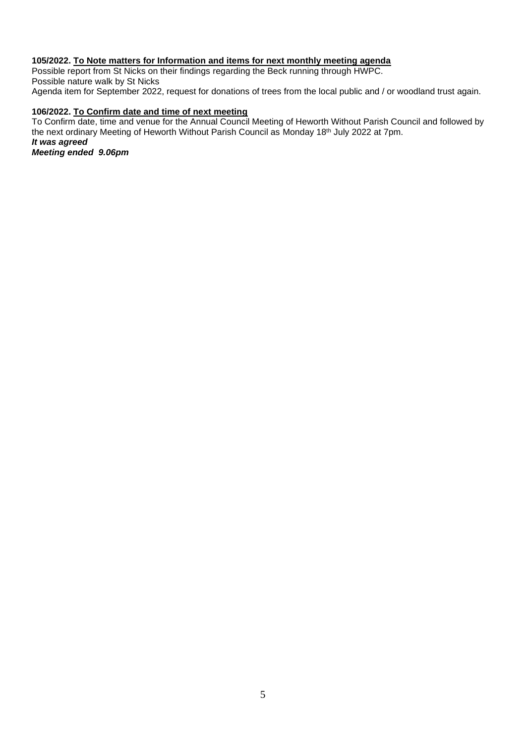**105/2022. To Note matters for Information and items for next monthly meeting agenda**

Possible report from St Nicks on their findings regarding the Beck running through HWPC.
Possible nature walk by St Nicks
Agenda item for September 2022, request for donations of trees from the local public and / or woodland trust again.

**106/2022. To Confirm date and time of next meeting**

To Confirm date, time and venue for the Annual Council Meeting of Heworth Without Parish Council and followed by the next ordinary Meeting of Heworth Without Parish Council as Monday 18th July 2022 at 7pm.
***It was agreed***
***Meeting ended 9.06pm***